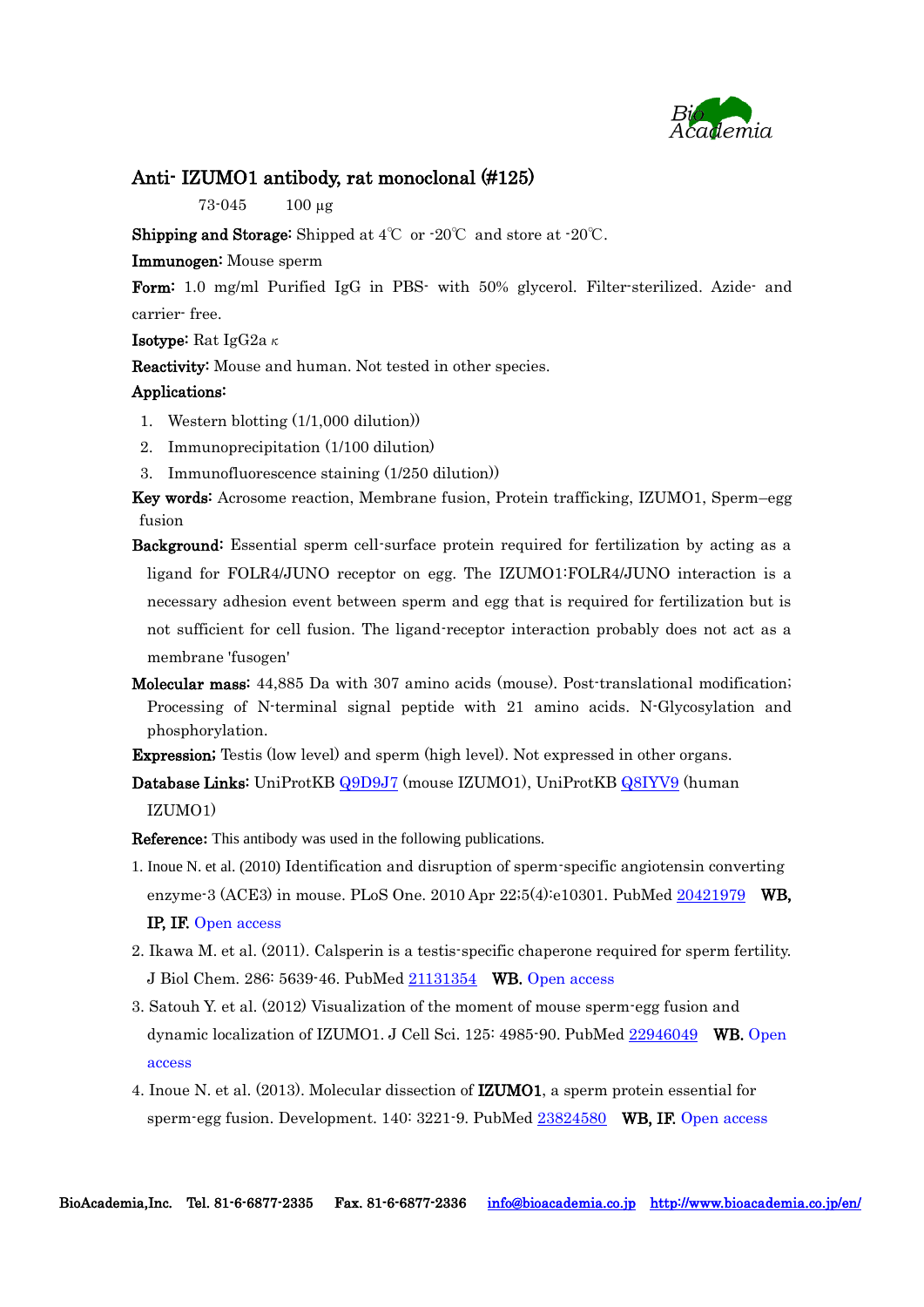# Anti- IZUMO1 antibody, rat monoclonal (#125)

73-045 100 μg

**Shipping and Storage:** Shipped at 4℃ or -20℃ and store at -20℃.

**Immunogen:** Mouse sperm

**Form:** 1.0 mg/ml Purified IgG in PBS- with 50% glycerol. Filter-sterilized. Azide- and carrier- free.

**Isotype:** Rat IgG2a κ

**Reactivity:** Mouse and human. Not tested in other species.

**Applications:**

1. Western blotting (1/1,000 dilution))
2. Immunoprecipitation (1/100 dilution)
3. Immunofluorescence staining (1/250 dilution))

**Key words:** Acrosome reaction, Membrane fusion, Protein trafficking, IZUMO1, Sperm–egg fusion

**Background:** Essential sperm cell-surface protein required for fertilization by acting as a ligand for FOLR4/JUNO receptor on egg. The IZUMO1:FOLR4/JUNO interaction is a necessary adhesion event between sperm and egg that is required for fertilization but is not sufficient for cell fusion. The ligand-receptor interaction probably does not act as a membrane 'fusogen'

**Molecular mass:** 44,885 Da with 307 amino acids (mouse). Post-translational modification; Processing of N-terminal signal peptide with 21 amino acids. N-Glycosylation and phosphorylation.

**Expression;** Testis (low level) and sperm (high level). Not expressed in other organs.

**Database Links:** UniProtKB Q9D9J7 (mouse IZUMO1), UniProtKB Q8IYV9 (human IZUMO1)

**Reference:** This antibody was used in the following publications.

1. Inoue N. et al. (2010) Identification and disruption of sperm-specific angiotensin converting enzyme-3 (ACE3) in mouse. PLoS One. 2010 Apr 22;5(4):e10301. PubMed 20421979 **WB, IP, IF.** Open access
2. Ikawa M. et al. (2011). Calsperin is a testis-specific chaperone required for sperm fertility. J Biol Chem. 286: 5639-46. PubMed 21131354 **WB.** Open access
3. Satouh Y. et al. (2012) Visualization of the moment of mouse sperm-egg fusion and dynamic localization of IZUMO1. J Cell Sci. 125: 4985-90. PubMed 22946049 **WB.** Open access
4. Inoue N. et al. (2013). Molecular dissection of **IZUMO1**, a sperm protein essential for sperm-egg fusion. Development. 140: 3221-9. PubMed 23824580 **WB, IF.** Open access

BioAcademia,Inc. Tel. 81-6-6877-2335 Fax. 81-6-6877-2336 info@bioacademia.co.jp http://www.bioacademia.co.jp/en/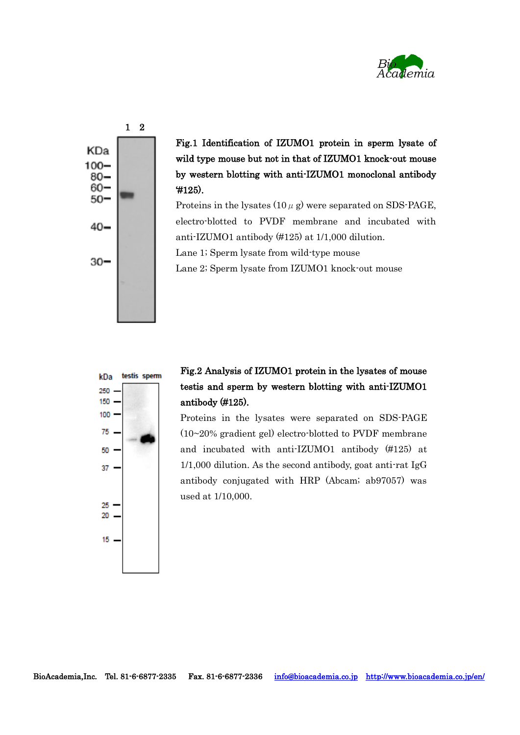**Fig.1 Identification of IZUMO1 protein in sperm lysate of wild type mouse but not in that of IZUMO1 knock-out mouse by western blotting with anti-IZUMO1 monoclonal antibody (#125).**

Proteins in the lysates (10 μ g) were separated on SDS-PAGE, electro-blotted to PVDF membrane and incubated with anti-IZUMO1 antibody (#125) at 1/1,000 dilution.

Lane 1; Sperm lysate from wild-type mouse

Lane 2; Sperm lysate from IZUMO1 knock-out mouse

**Fig.2 Analysis of IZUMO1 protein in the lysates of mouse testis and sperm by western blotting with anti-IZUMO1 antibody (#125).**

Proteins in the lysates were separated on SDS-PAGE (10~20% gradient gel) electro-blotted to PVDF membrane and incubated with anti-IZUMO1 antibody (#125) at 1/1,000 dilution. As the second antibody, goat anti-rat IgG antibody conjugated with HRP (Abcam; ab97057) was used at 1/10,000.

BioAcademia,Inc. Tel. 81-6-6877-2335 Fax. 81-6-6877-2336 info@bioacademia.co.jp http://www.bioacademia.co.jp/en/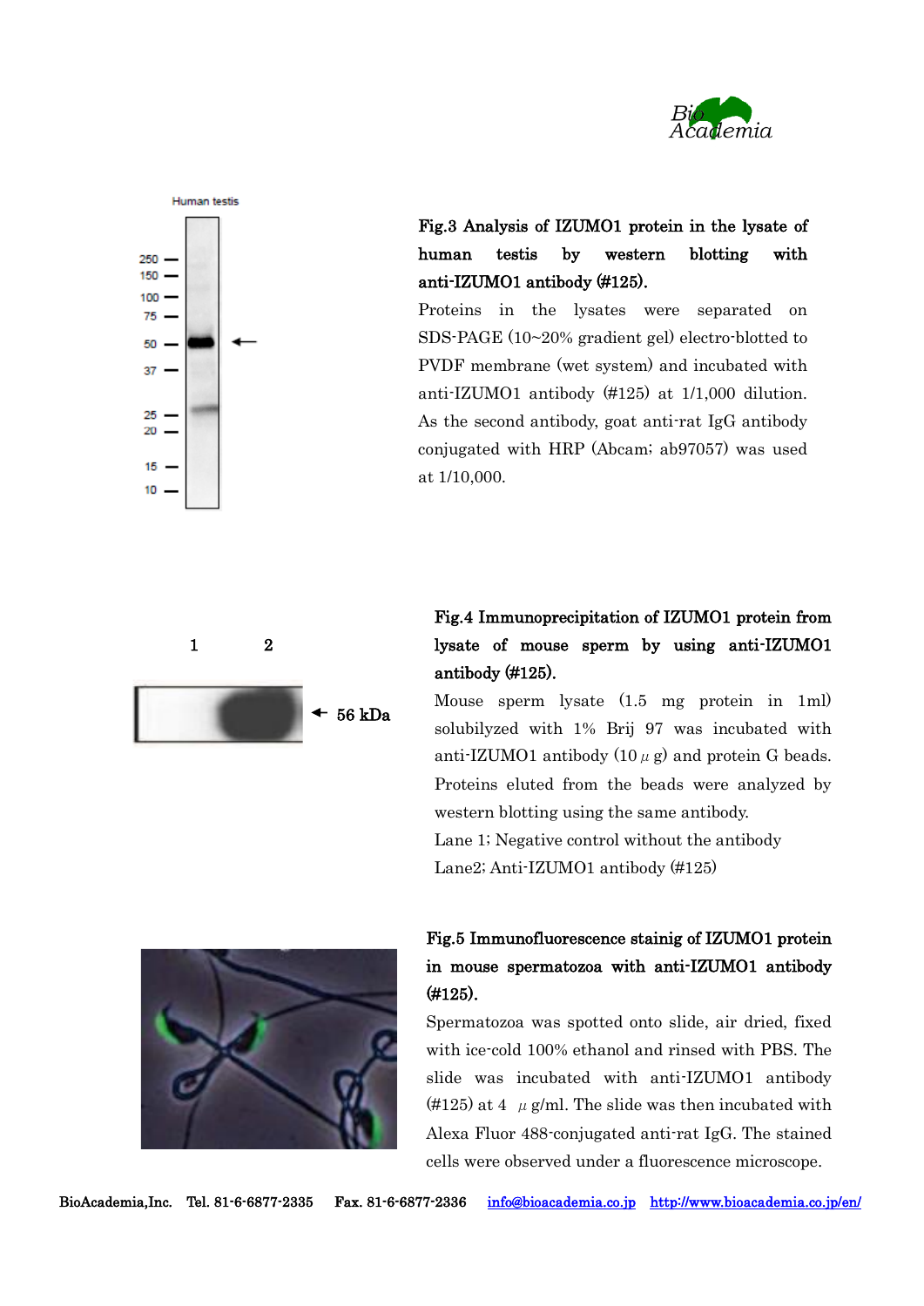Human testis

250
150
100
75
50
37
25
20
15
10

**Fig.3 Analysis of IZUMO1 protein in the lysate of human testis by western blotting with anti-IZUMO1 antibody (#125).**

Proteins in the lysates were separated on SDS-PAGE (10~20% gradient gel) electro-blotted to PVDF membrane (wet system) and incubated with anti-IZUMO1 antibody (#125) at 1/1,000 dilution. As the second antibody, goat anti-rat IgG antibody conjugated with HRP (Abcam; ab97057) was used at 1/10,000.

1 2

56 kDa

**Fig.4 Immunoprecipitation of IZUMO1 protein from lysate of mouse sperm by using anti-IZUMO1 antibody (#125).**

Mouse sperm lysate (1.5 mg protein in 1ml) solubilyzed with 1% Brij 97 was incubated with anti-IZUMO1 antibody (10 μg) and protein G beads. Proteins eluted from the beads were analyzed by western blotting using the same antibody.

Lane 1; Negative control without the antibody

Lane2; Anti-IZUMO1 antibody (#125)

**Fig.5 Immunofluorescence stainig of IZUMO1 protein in mouse spermatozoa with anti-IZUMO1 antibody (#125).**

Spermatozoa was spotted onto slide, air dried, fixed with ice-cold 100% ethanol and rinsed with PBS. The slide was incubated with anti-IZUMO1 antibody (#125) at 4 μg/ml. The slide was then incubated with Alexa Fluor 488-conjugated anti-rat IgG. The stained cells were observed under a fluorescence microscope.